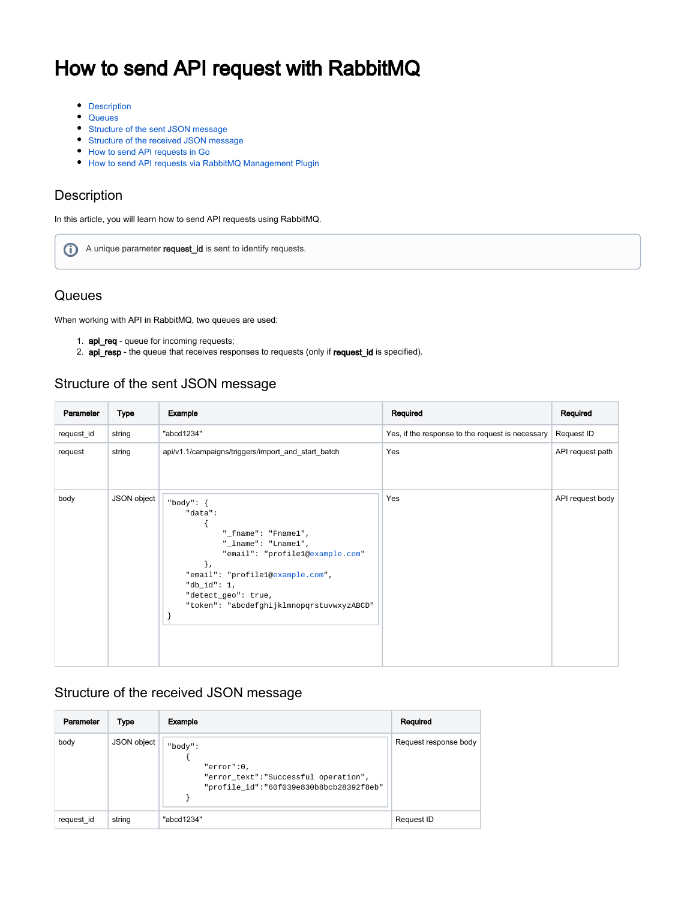# How to send API request with RabbitMQ

- Description
- Queues
- Structure of the sent JSON message
- Structure of the received JSON message
- How to send API requests in Go
- How to send API requests via RabbitMQ Management Plugin

## Description

In this article, you will learn how to send API requests using RabbitMQ.

> A unique parameter **request_id** is sent to identify requests.

## Queues

When working with API in RabbitMQ, two queues are used:

1. **api_req** - queue for incoming requests;
2. **api_resp** - the queue that receives responses to requests (only if **request_id** is specified).

## Structure of the sent JSON message

| Parameter | Type | Example | Required | Required |
|---|---|---|---|---|
| request_id | string | "abcd1234" | Yes, if the response to the request is necessary | Request ID |
| request | string | api/v1.1/campaigns/triggers/import_and_start_batch | Yes | API request path |
| body | JSON object | `"body": { "data": { "_fname": "Fname1", "_lname": "Lname1", "email": "profile1@example.com" }, "email": "profile1@example.com", "db_id": 1, "detect_geo": true, "token": "abcdefghijklmnopqrstuvwxyzABCD" }` | Yes | API request body |

## Structure of the received JSON message

| Parameter | Type | Example | Required |
|---|---|---|---|
| body | JSON object | `"body": { "error":0, "error_text":"Successful operation", "profile_id":"60f039e830b8bcb28392f8eb" }` | Request response body |
| request_id | string | "abcd1234" | Request ID |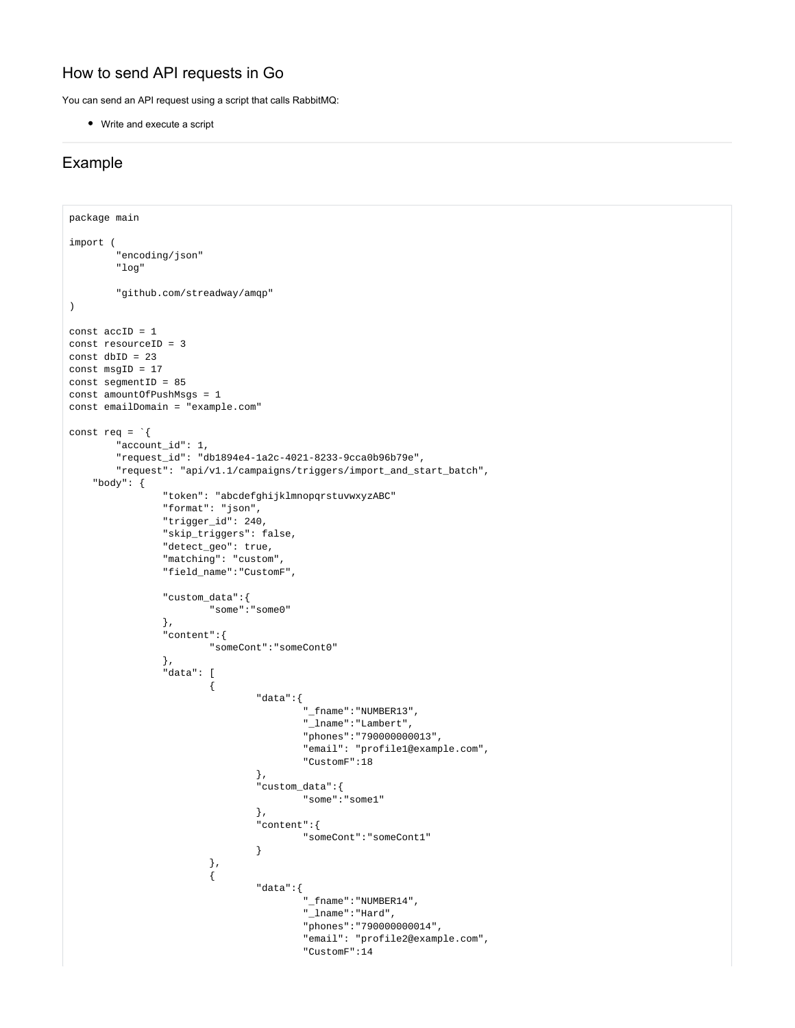## How to send API requests in Go

You can send an API request using a script that calls RabbitMQ:

- Write and execute a script

---

## Example

```
package main

import (
        "encoding/json"
        "log"

        "github.com/streadway/amqp"
)

const accID = 1
const resourceID = 3
const dbID = 23
const msgID = 17
const segmentID = 85
const amountOfPushMsgs = 1
const emailDomain = "example.com"

const req = `{
        "account_id": 1,
        "request_id": "db1894e4-1a2c-4021-8233-9cca0b96b79e",
        "request": "api/v1.1/campaigns/triggers/import_and_start_batch",
    "body": {
                "token": "abcdefghijklmnopqrstuvwxyzABC"
                "format": "json",
                "trigger_id": 240,
                "skip_triggers": false,
                "detect_geo": true,
                "matching": "custom",
                "field_name":"CustomF",

                "custom_data":{
                        "some":"some0"
                },
                "content":{
                        "someCont":"someCont0"
                },
                "data": [
                        {
                                "data":{
                                        "_fname":"NUMBER13",
                                        "_lname":"Lambert",
                                        "phones":"790000000013",
                                        "email": "profile1@example.com",
                                        "CustomF":18
                                },
                                "custom_data":{
                                        "some":"some1"
                                },
                                "content":{
                                        "someCont":"someCont1"
                                }
                        },
                        {
                                "data":{
                                        "_fname":"NUMBER14",
                                        "_lname":"Hard",
                                        "phones":"790000000014",
                                        "email": "profile2@example.com",
                                        "CustomF":14
```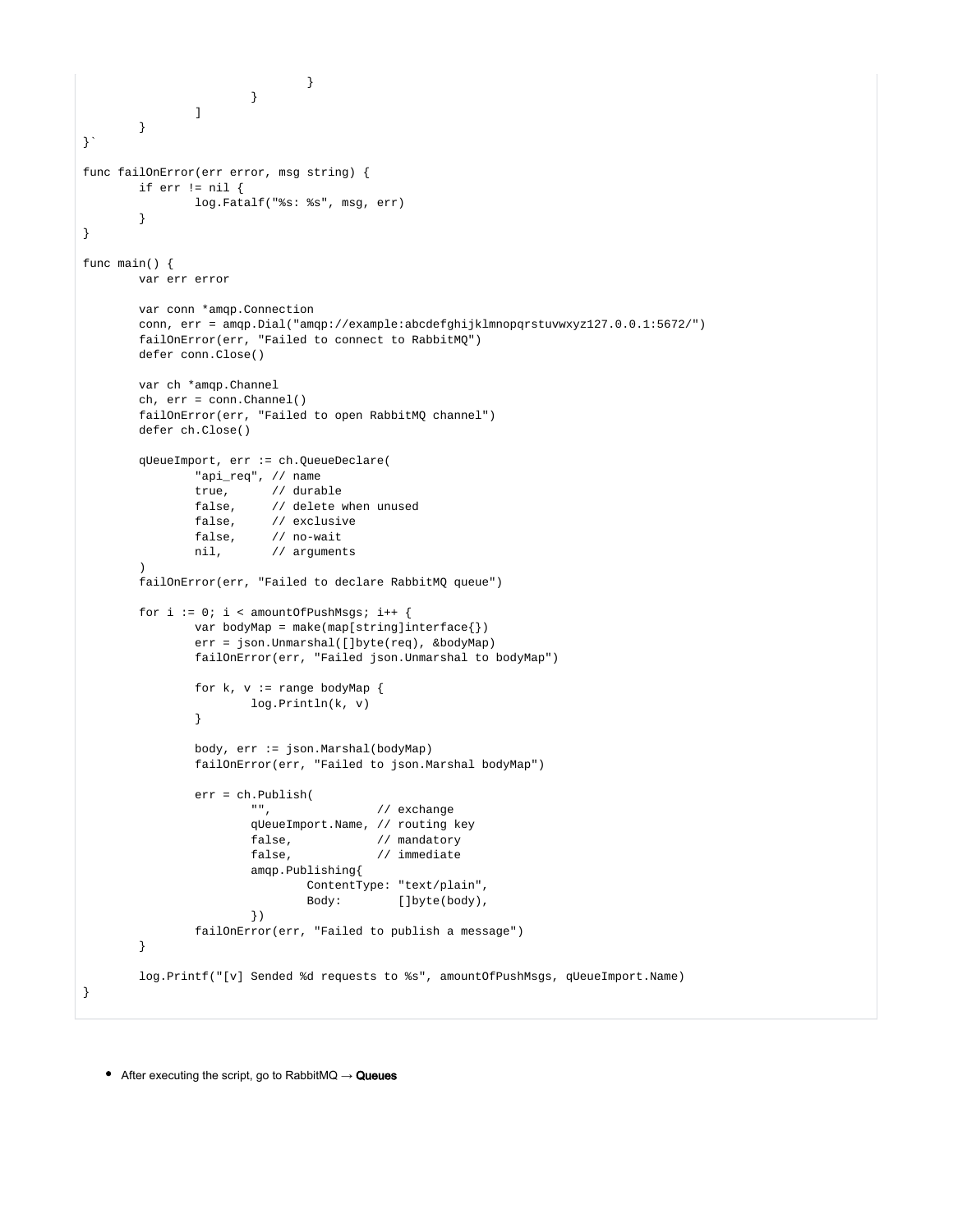```
                                }
                        }
                ]
        }
}`

func failOnError(err error, msg string) {
        if err != nil {
                log.Fatalf("%s: %s", msg, err)
        }
}

func main() {
        var err error

        var conn *amqp.Connection
        conn, err = amqp.Dial("amqp://example:abcdefghijklmnopqrstuvwxyz127.0.0.1:5672/")
        failOnError(err, "Failed to connect to RabbitMQ")
        defer conn.Close()

        var ch *amqp.Channel
        ch, err = conn.Channel()
        failOnError(err, "Failed to open RabbitMQ channel")
        defer ch.Close()

        qUeueImport, err := ch.QueueDeclare(
                "api_req", // name
                true,      // durable
                false,     // delete when unused
                false,     // exclusive
                false,     // no-wait
                nil,       // arguments
        )
        failOnError(err, "Failed to declare RabbitMQ queue")

        for i := 0; i < amountOfPushMsgs; i++ {
                var bodyMap = make(map[string]interface{})
                err = json.Unmarshal([]byte(req), &bodyMap)
                failOnError(err, "Failed json.Unmarshal to bodyMap")

                for k, v := range bodyMap {
                        log.Println(k, v)
                }

                body, err := json.Marshal(bodyMap)
                failOnError(err, "Failed to json.Marshal bodyMap")

                err = ch.Publish(
                        "",               // exchange
                        qUeueImport.Name, // routing key
                        false,            // mandatory
                        false,            // immediate
                        amqp.Publishing{
                                ContentType: "text/plain",
                                Body:        []byte(body),
                        })
                failOnError(err, "Failed to publish a message")
        }

        log.Printf("[v] Sended %d requests to %s", amountOfPushMsgs, qUeueImport.Name)
}
```

- After executing the script, go to RabbitMQ → **Queues**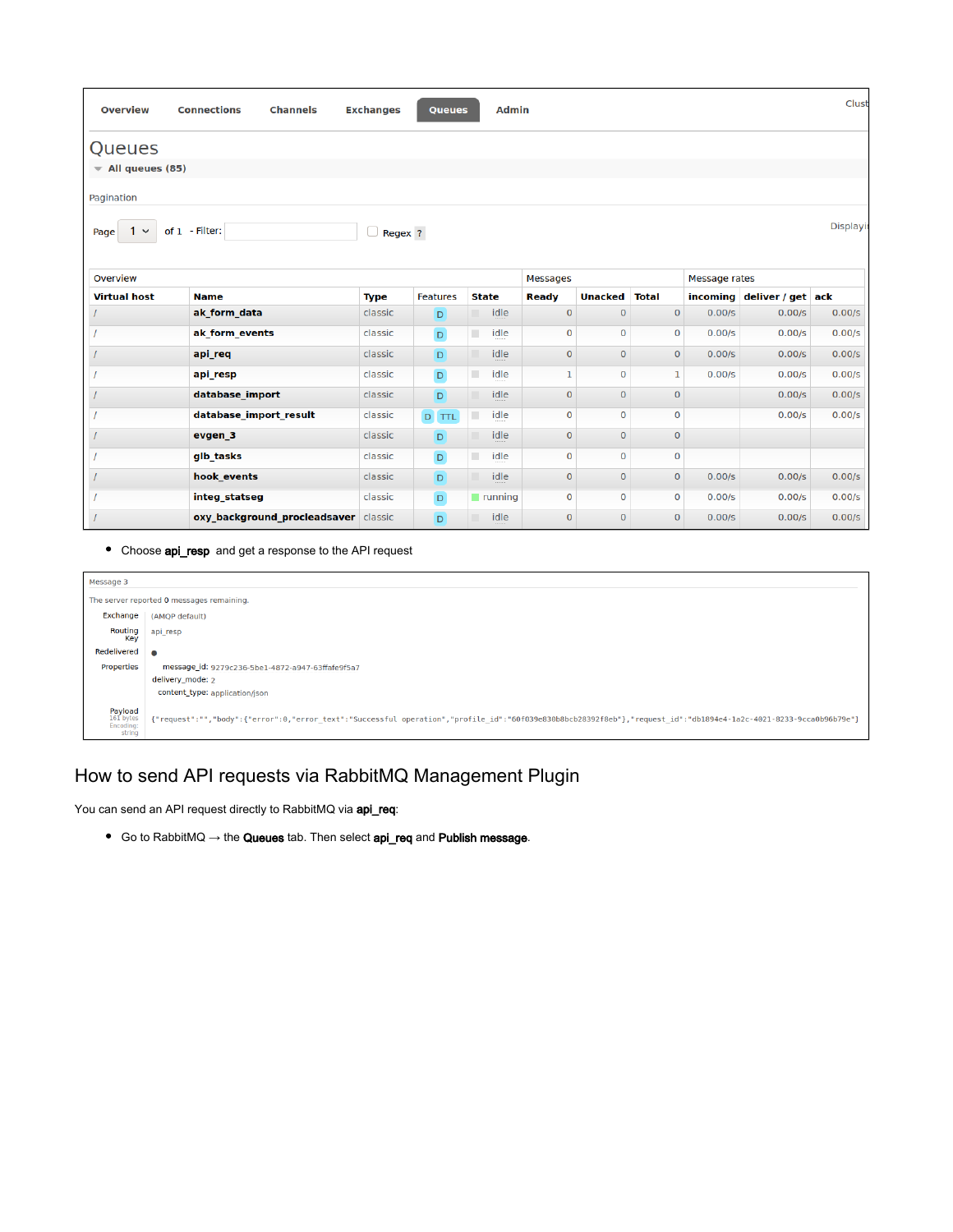Overview | Connections | Channels | Exchanges | Queues | Admin

# Queues

All queues (85)

Pagination

Page 1 of 1 - Filter: Regex ?

| Overview | | | | | Messages | | | Message rates | | |
|---|---|---|---|---|---|---|---|---|---|---|
| Virtual host | Name | Type | Features | State | Ready | Unacked | Total | incoming | deliver / get | ack |
| / | ak_form_data | classic | D | idle | 0 | 0 | 0 | 0.00/s | 0.00/s | 0.00/s |
| / | ak_form_events | classic | D | idle | 0 | 0 | 0 | 0.00/s | 0.00/s | 0.00/s |
| / | api_req | classic | D | idle | 0 | 0 | 0 | 0.00/s | 0.00/s | 0.00/s |
| / | api_resp | classic | D | idle | 1 | 0 | 1 | 0.00/s | 0.00/s | 0.00/s |
| / | database_import | classic | D | idle | 0 | 0 | 0 | | 0.00/s | 0.00/s |
| / | database_import_result | classic | D TTL | idle | 0 | 0 | 0 | | 0.00/s | 0.00/s |
| / | evgen_3 | classic | D | idle | 0 | 0 | 0 | | | |
| / | glb_tasks | classic | D | idle | 0 | 0 | 0 | | | |
| / | hook_events | classic | D | idle | 0 | 0 | 0 | 0.00/s | 0.00/s | 0.00/s |
| / | integ_statseg | classic | D | running | 0 | 0 | 0 | 0.00/s | 0.00/s | 0.00/s |
| / | oxy_background_procleadsaver | classic | D | idle | 0 | 0 | 0 | 0.00/s | 0.00/s | 0.00/s |

- Choose **api_resp** and get a response to the API request

Message 3

The server reported 0 messages remaining.

| | |
|---|---|
| Exchange | (AMQP default) |
| Routing Key | api_resp |
| Redelivered | ● |
| Properties | message_id: 9279c236-5be1-4872-a947-63ffafe9f5a7<br>delivery_mode: 2<br>content_type: application/json |
| Payload 161 bytes Encoding: string | {"request":"","body":{"error":0,"error_text":"Successful operation","profile_id":"60f039e830b8bcb28392f8eb"},"request_id":"db1894e4-1a2c-4021-8233-9cca0b96b79e"} |

## How to send API requests via RabbitMQ Management Plugin

You can send an API request directly to RabbitMQ via **api_req**:

- Go to RabbitMQ → the **Queues** tab. Then select **api_req** and **Publish message**.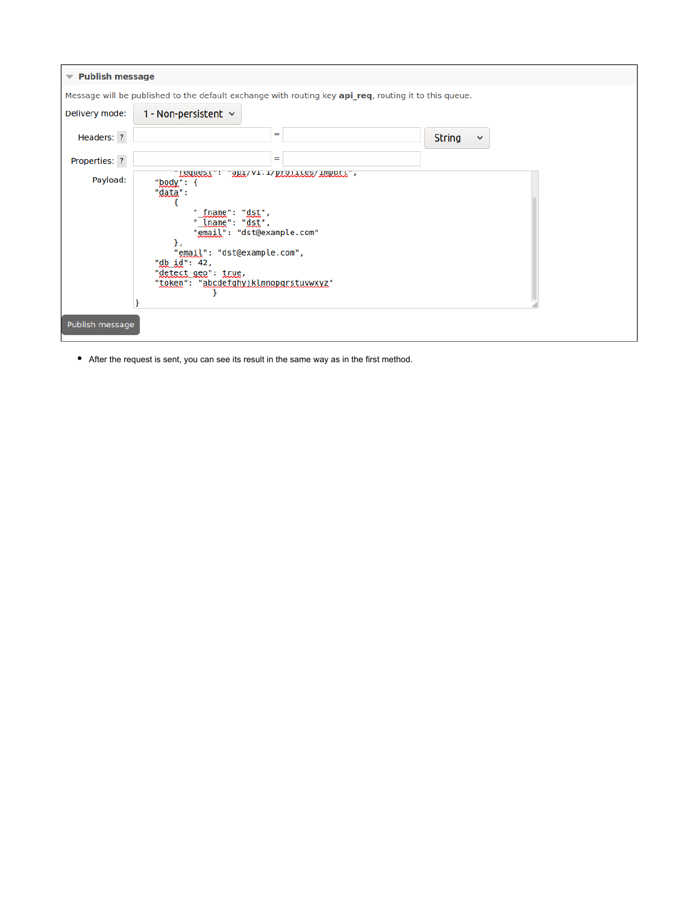**Publish message**

Message will be published to the default exchange with routing key **api_req**, routing it to this queue.

Delivery mode: 1 - Non-persistent

Headers: ? = String

Properties: ? =

Payload:

```
    "request": "api/v1.1/profiles/import",
    "body": {
    "data":
        {
            "_fname": "dst",
            "_lname": "dst",
            "email": "dst@example.com"
        },
        "email": "dst@example.com",
    "db_id": 42,
    "detect_geo": true,
    "token": "abcdefghyjklmnopqrstuvwxyz"
                }
}
```

Publish message

- After the request is sent, you can see its result in the same way as in the first method.